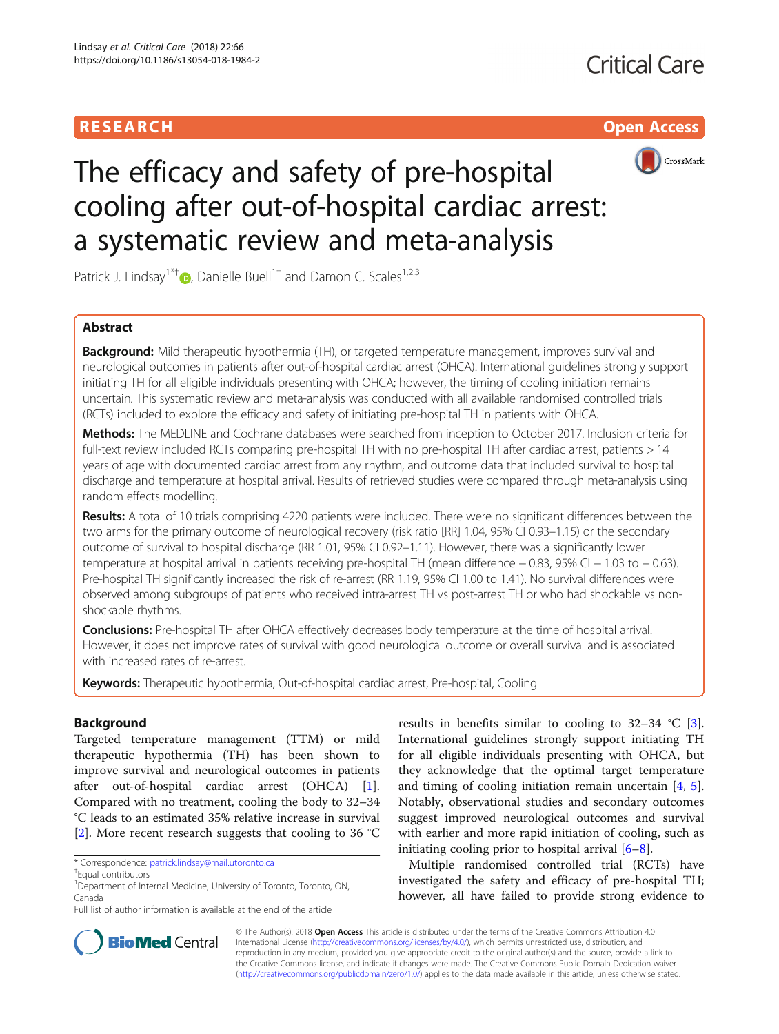RESEARCH Open Access

# The efficacy and safety of pre-hospital cooling after out-of-hospital cardiac arrest: a systematic review and meta-analysis

Patrick J. Lindsay[1*†], Danielle Buell[1†] and Damon C. Scales[1,2,3]

## Abstract

**Background:** Mild therapeutic hypothermia (TH), or targeted temperature management, improves survival and neurological outcomes in patients after out-of-hospital cardiac arrest (OHCA). International guidelines strongly support initiating TH for all eligible individuals presenting with OHCA; however, the timing of cooling initiation remains uncertain. This systematic review and meta-analysis was conducted with all available randomised controlled trials (RCTs) included to explore the efficacy and safety of initiating pre-hospital TH in patients with OHCA.

**Methods:** The MEDLINE and Cochrane databases were searched from inception to October 2017. Inclusion criteria for full-text review included RCTs comparing pre-hospital TH with no pre-hospital TH after cardiac arrest, patients > 14 years of age with documented cardiac arrest from any rhythm, and outcome data that included survival to hospital discharge and temperature at hospital arrival. Results of retrieved studies were compared through meta-analysis using random effects modelling.

**Results:** A total of 10 trials comprising 4220 patients were included. There were no significant differences between the two arms for the primary outcome of neurological recovery (risk ratio [RR] 1.04, 95% CI 0.93–1.15) or the secondary outcome of survival to hospital discharge (RR 1.01, 95% CI 0.92–1.11). However, there was a significantly lower temperature at hospital arrival in patients receiving pre-hospital TH (mean difference − 0.83, 95% CI − 1.03 to − 0.63). Pre-hospital TH significantly increased the risk of re-arrest (RR 1.19, 95% CI 1.00 to 1.41). No survival differences were observed among subgroups of patients who received intra-arrest TH vs post-arrest TH or who had shockable vs non-shockable rhythms.

**Conclusions:** Pre-hospital TH after OHCA effectively decreases body temperature at the time of hospital arrival. However, it does not improve rates of survival with good neurological outcome or overall survival and is associated with increased rates of re-arrest.

**Keywords:** Therapeutic hypothermia, Out-of-hospital cardiac arrest, Pre-hospital, Cooling

## Background

Targeted temperature management (TTM) or mild therapeutic hypothermia (TH) has been shown to improve survival and neurological outcomes in patients after out-of-hospital cardiac arrest (OHCA) [1]. Compared with no treatment, cooling the body to 32–34 °C leads to an estimated 35% relative increase in survival [2]. More recent research suggests that cooling to 36 °C results in benefits similar to cooling to 32–34 °C [3]. International guidelines strongly support initiating TH for all eligible individuals presenting with OHCA, but they acknowledge that the optimal target temperature and timing of cooling initiation remain uncertain [4, 5]. Notably, observational studies and secondary outcomes suggest improved neurological outcomes and survival with earlier and more rapid initiation of cooling, such as initiating cooling prior to hospital arrival [6–8].

Multiple randomised controlled trial (RCTs) have investigated the safety and efficacy of pre-hospital TH; however, all have failed to provide strong evidence to

---

\* Correspondence: patrick.lindsay@mail.utoronto.ca
†Equal contributors
[1]Department of Internal Medicine, University of Toronto, Toronto, ON, Canada
Full list of author information is available at the end of the article

© The Author(s). 2018 **Open Access** This article is distributed under the terms of the Creative Commons Attribution 4.0 International License (http://creativecommons.org/licenses/by/4.0/), which permits unrestricted use, distribution, and reproduction in any medium, provided you give appropriate credit to the original author(s) and the source, provide a link to the Creative Commons license, and indicate if changes were made. The Creative Commons Public Domain Dedication waiver (http://creativecommons.org/publicdomain/zero/1.0/) applies to the data made available in this article, unless otherwise stated.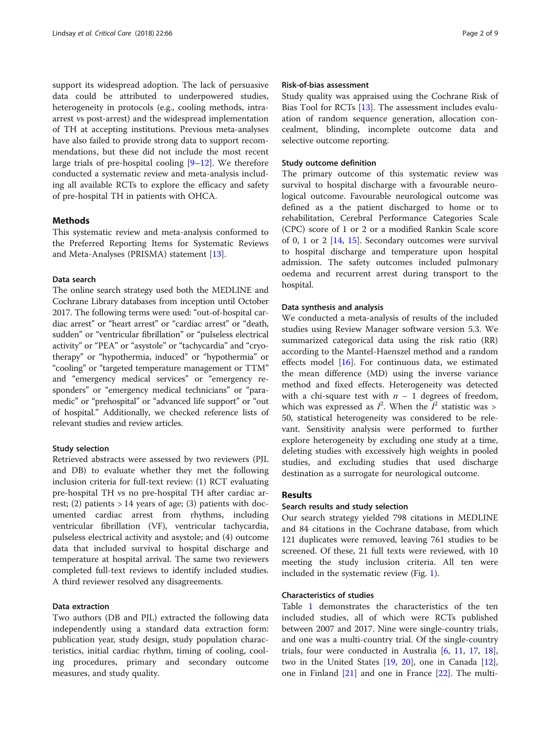support its widespread adoption. The lack of persuasive data could be attributed to underpowered studies, heterogeneity in protocols (e.g., cooling methods, intra-arrest vs post-arrest) and the widespread implementation of TH at accepting institutions. Previous meta-analyses have also failed to provide strong data to support recommendations, but these did not include the most recent large trials of pre-hospital cooling [9–12]. We therefore conducted a systematic review and meta-analysis including all available RCTs to explore the efficacy and safety of pre-hospital TH in patients with OHCA.

## Methods

This systematic review and meta-analysis conformed to the Preferred Reporting Items for Systematic Reviews and Meta-Analyses (PRISMA) statement [13].

### Data search

The online search strategy used both the MEDLINE and Cochrane Library databases from inception until October 2017. The following terms were used: "out-of-hospital cardiac arrest" or "heart arrest" or "cardiac arrest" or "death, sudden" or "ventricular fibrillation" or "pulseless electrical activity" or "PEA" or "asystole" or "tachycardia" and "cryotherapy" or "hypothermia, induced" or "hypothermia" or "cooling" or "targeted temperature management or TTM" and "emergency medical services" or "emergency responders" or "emergency medical technicians" or "paramedic" or "prehospital" or "advanced life support" or "out of hospital." Additionally, we checked reference lists of relevant studies and review articles.

### Study selection

Retrieved abstracts were assessed by two reviewers (PJL and DB) to evaluate whether they met the following inclusion criteria for full-text review: (1) RCT evaluating pre-hospital TH vs no pre-hospital TH after cardiac arrest; (2) patients > 14 years of age; (3) patients with documented cardiac arrest from rhythms, including ventricular fibrillation (VF), ventricular tachycardia, pulseless electrical activity and asystole; and (4) outcome data that included survival to hospital discharge and temperature at hospital arrival. The same two reviewers completed full-text reviews to identify included studies. A third reviewer resolved any disagreements.

### Data extraction

Two authors (DB and PJL) extracted the following data independently using a standard data extraction form: publication year, study design, study population characteristics, initial cardiac rhythm, timing of cooling, cooling procedures, primary and secondary outcome measures, and study quality.

### Risk-of-bias assessment

Study quality was appraised using the Cochrane Risk of Bias Tool for RCTs [13]. The assessment includes evaluation of random sequence generation, allocation concealment, blinding, incomplete outcome data and selective outcome reporting.

### Study outcome definition

The primary outcome of this systematic review was survival to hospital discharge with a favourable neurological outcome. Favourable neurological outcome was defined as a the patient discharged to home or to rehabilitation, Cerebral Performance Categories Scale (CPC) score of 1 or 2 or a modified Rankin Scale score of 0, 1 or 2 [14, 15]. Secondary outcomes were survival to hospital discharge and temperature upon hospital admission. The safety outcomes included pulmonary oedema and recurrent arrest during transport to the hospital.

### Data synthesis and analysis

We conducted a meta-analysis of results of the included studies using Review Manager software version 5.3. We summarized categorical data using the risk ratio (RR) according to the Mantel-Haenszel method and a random effects model [16]. For continuous data, we estimated the mean difference (MD) using the inverse variance method and fixed effects. Heterogeneity was detected with a chi-square test with $n - 1$ degrees of freedom, which was expressed as $I^2$. When the $I^2$ statistic was > 50, statistical heterogeneity was considered to be relevant. Sensitivity analysis were performed to further explore heterogeneity by excluding one study at a time, deleting studies with excessively high weights in pooled studies, and excluding studies that used discharge destination as a surrogate for neurological outcome.

## Results

### Search results and study selection

Our search strategy yielded 798 citations in MEDLINE and 84 citations in the Cochrane database, from which 121 duplicates were removed, leaving 761 studies to be screened. Of these, 21 full texts were reviewed, with 10 meeting the study inclusion criteria. All ten were included in the systematic review (Fig. 1).

### Characteristics of studies

Table 1 demonstrates the characteristics of the ten included studies, all of which were RCTs published between 2007 and 2017. Nine were single-country trials, and one was a multi-country trial. Of the single-country trials, four were conducted in Australia [6, 11, 17, 18], two in the United States [19, 20], one in Canada [12], one in Finland [21] and one in France [22]. The multi-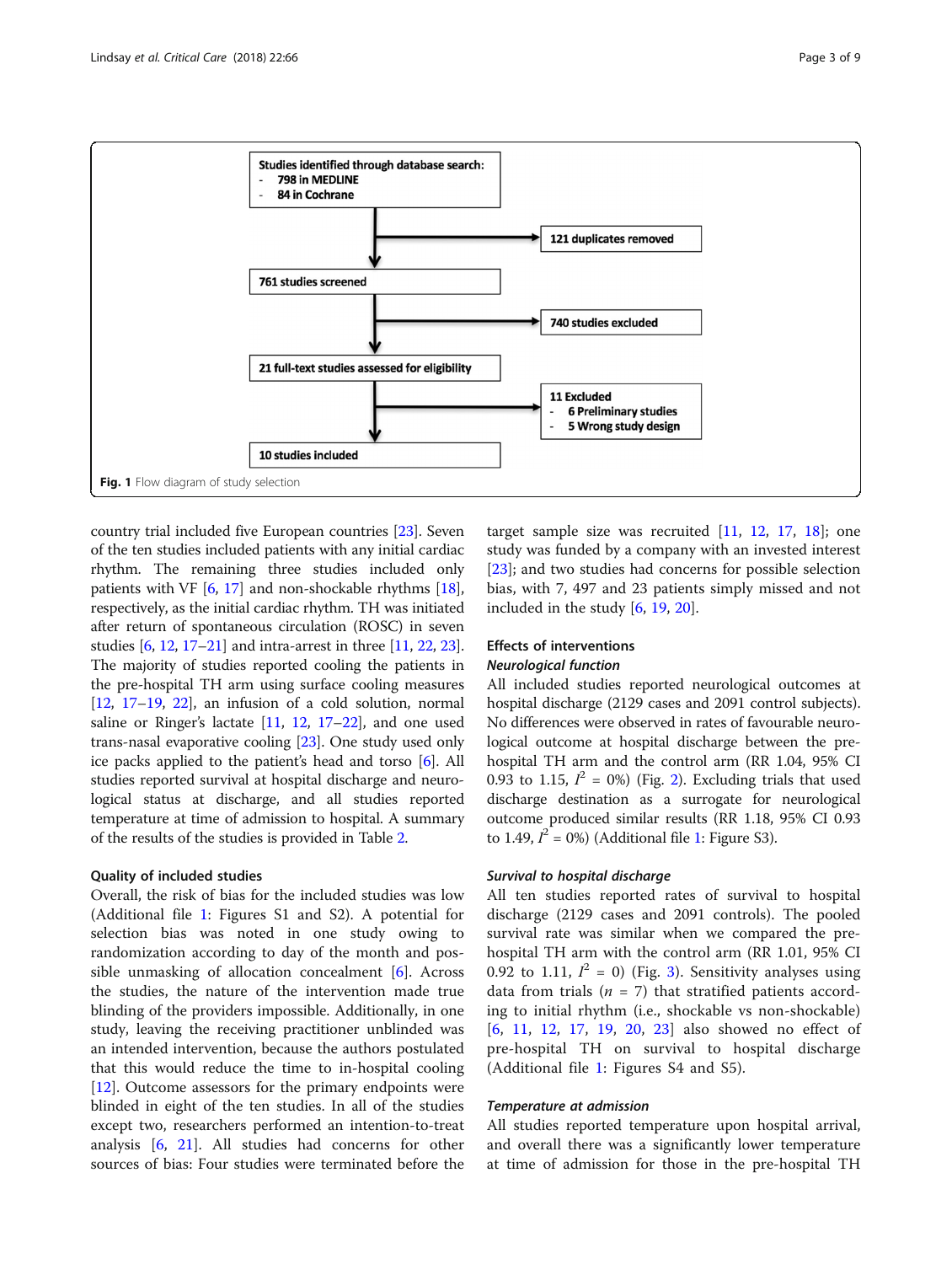Studies identified through database search:
- 798 in MEDLINE
- 84 in Cochrane

121 duplicates removed

761 studies screened

740 studies excluded

21 full-text studies assessed for eligibility

11 Excluded
- 6 Preliminary studies
- 5 Wrong study design

10 studies included

**Fig. 1** Flow diagram of study selection

country trial included five European countries [23]. Seven of the ten studies included patients with any initial cardiac rhythm. The remaining three studies included only patients with VF [6, 17] and non-shockable rhythms [18], respectively, as the initial cardiac rhythm. TH was initiated after return of spontaneous circulation (ROSC) in seven studies [6, 12, 17–21] and intra-arrest in three [11, 22, 23]. The majority of studies reported cooling the patients in the pre-hospital TH arm using surface cooling measures [12, 17–19, 22], an infusion of a cold solution, normal saline or Ringer's lactate [11, 12, 17–22], and one used trans-nasal evaporative cooling [23]. One study used only ice packs applied to the patient's head and torso [6]. All studies reported survival at hospital discharge and neurological status at discharge, and all studies reported temperature at time of admission to hospital. A summary of the results of the studies is provided in Table 2.

### Quality of included studies

Overall, the risk of bias for the included studies was low (Additional file 1: Figures S1 and S2). A potential for selection bias was noted in one study owing to randomization according to day of the month and possible unmasking of allocation concealment [6]. Across the studies, the nature of the intervention made true blinding of the providers impossible. Additionally, in one study, leaving the receiving practitioner unblinded was an intended intervention, because the authors postulated that this would reduce the time to in-hospital cooling [12]. Outcome assessors for the primary endpoints were blinded in eight of the ten studies. In all of the studies except two, researchers performed an intention-to-treat analysis [6, 21]. All studies had concerns for other sources of bias: Four studies were terminated before the target sample size was recruited [11, 12, 17, 18]; one study was funded by a company with an invested interest [23]; and two studies had concerns for possible selection bias, with 7, 497 and 23 patients simply missed and not included in the study [6, 19, 20].

### Effects of interventions

#### *Neurological function*

All included studies reported neurological outcomes at hospital discharge (2129 cases and 2091 control subjects). No differences were observed in rates of favourable neurological outcome at hospital discharge between the pre-hospital TH arm and the control arm (RR 1.04, 95% CI 0.93 to 1.15, $I^2$ = 0%) (Fig. 2). Excluding trials that used discharge destination as a surrogate for neurological outcome produced similar results (RR 1.18, 95% CI 0.93 to 1.49, $I^2$ = 0%) (Additional file 1: Figure S3).

#### *Survival to hospital discharge*

All ten studies reported rates of survival to hospital discharge (2129 cases and 2091 controls). The pooled survival rate was similar when we compared the pre-hospital TH arm with the control arm (RR 1.01, 95% CI 0.92 to 1.11, $I^2$ = 0) (Fig. 3). Sensitivity analyses using data from trials ($n$ = 7) that stratified patients according to initial rhythm (i.e., shockable vs non-shockable) [6, 11, 12, 17, 19, 20, 23] also showed no effect of pre-hospital TH on survival to hospital discharge (Additional file 1: Figures S4 and S5).

#### *Temperature at admission*

All studies reported temperature upon hospital arrival, and overall there was a significantly lower temperature at time of admission for those in the pre-hospital TH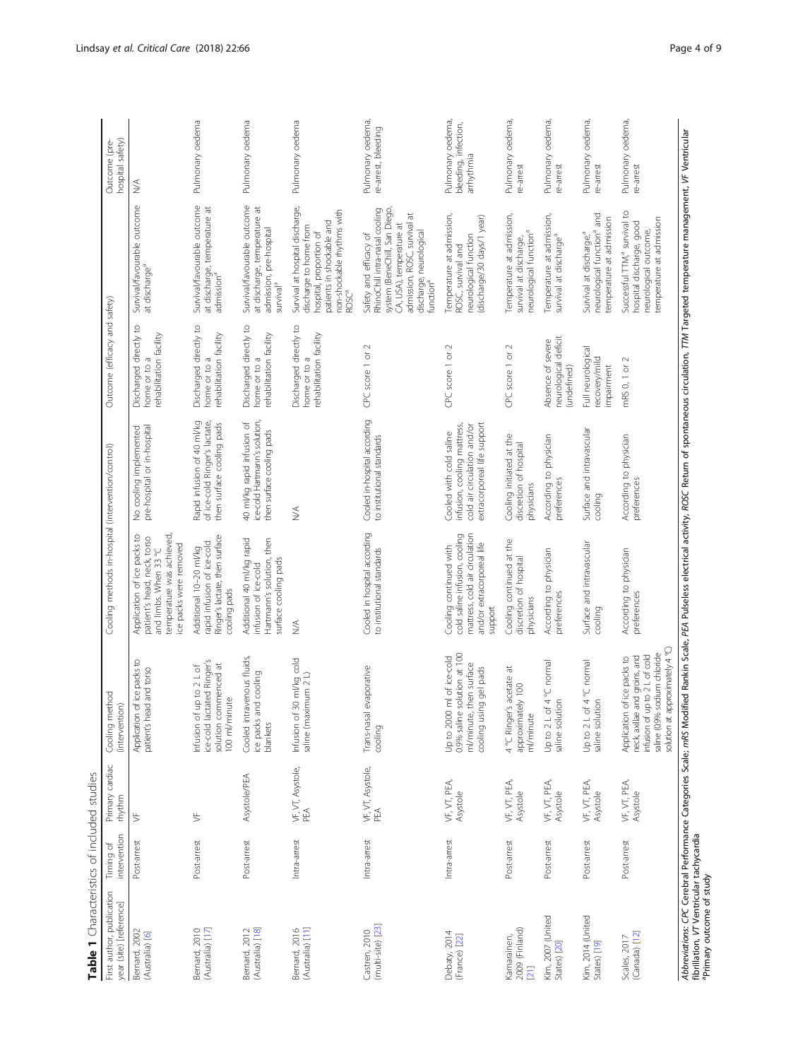**Table 1** Characteristics of included studies

| First author, publication year (site) [reference] | Timing of intervention | Primary cardiac rhythm | Cooling method (intervention) | Cooling methods in-hospital (intervention/control) | | Outcome (efficacy and safety) | | Outcome (pre-hospital safety) |
|---|---|---|---|---|---|---|---|---|
| Bernard, 2002 (Australia) [6] | Post-arrest | VF | Application of ice packs to patient's head and torso | Application of ice packs to patient's head, neck, torso and limbs. When 33 °C temperature was achieved, ice packs were removed | No cooling implemented pre-hospital or in-hospital | Discharged directly to home or to a rehabilitation facility | Survival/favourable outcome at discharge[a] | N/A |
| Bernard, 2010 (Australia) [17] | Post-arrest | VF | Infusion of up to 2 L of ice-cold lactated Ringer's solution commenced at 100 ml/minute | Additional 10–20 ml/kg rapid infusion of ice-cold Ringer's lactate, then surface cooling pads | Rapid infusion of 40 ml/kg of ice-cold Ringer's lactate, then surface cooling pads | Discharged directly to home or to a rehabilitation facility | Survival/favourable outcome at discharge, temperature at admission[a] | Pulmonary oedema |
| Bernard, 2012 (Australia) [18] | Post-arrest | Asystole/PEA | Cooled intravenous fluids, ice packs and cooling blankets | Additional 40 ml/kg rapid infusion of ice-cold Hartmann's solution, then surface cooling pads | 40 ml/kg rapid infusion of ice-cold Hartmann's solution, then surface cooling pads | Discharged directly to home or to a rehabilitation facility | Survival/favourable outcome at discharge, temperature at admission, pre-hospital survival[a] | Pulmonary oedema |
| Bernard, 2016 (Australia) [11] | Intra-arrest | VF, VT, Asystole, PEA | Infusion of 30 ml/kg cold saline (maximum 2 L) | N/A | N/A | Discharged directly to home or to a rehabilitation facility | Survival at hospital discharge, discharge to home from hospital, proportion of patients in shockable and non-shockable rhythms with ROSC[a] | Pulmonary oedema |
| Castren, 2010 (multi-site) [23] | Intra-arrest | VF, VT, Asystole, PEA | Trans-nasal evaporative cooling | Cooled in hospital according to institutional standards | Cooled in-hospital according to institutional standards | CPC score 1 or 2 | Safety and efficacy of RhinoChill intra-nasal cooling system (BeneChill, San Diego, CA, USA), temperature at admission, ROSC, survival at discharge, neurological function[a] | Pulmonary oedema, re-arrest, bleeding |
| Debaty, 2014 (France) [22] | Intra-arrest | VF, VT, PEA, Asystole | Up to 2000 ml of ice-cold 0.9% saline solution at 100 ml/minute, then surface cooling using gel pads | Cooling continued with cold saline infusion, cooling mattress, cold air circulation and/or extracorporeal life support | Cooled with cold saline infusion, cooling mattress, cold air circulation and/or extracorporeal life support | CPC score 1 or 2 | Temperature at admission, ROSC, survival and neurological function (discharge/30 days/1 year) | Pulmonary oedema, bleeding, infection, arrhythmia |
| Kamarainen, 2009 (Finland) [21] | Post-arrest | VF, VT, PEA, Asystole | 4 °C Ringer's acetate at approximately 100 ml/minute | Cooling continued at the discretion of hospital physicians | Cooling initiated at the discretion of hospital physicians | CPC score 1 or 2 | Temperature at admission, survival at discharge, neurological function[a] | Pulmonary oedema, re-arrest |
| Kim, 2007 (United States) [20] | Post-arrest | VF, VT, PEA, Asystole | Up to 2 L of 4 °C normal saline solution | According to physician preferences | According to physician preferences | Absence of severe neurological deficit (undefined) | Temperature at admission, survival at discharge[a] | Pulmonary oedema, re-arrest |
| Kim, 2014 (United States) [19] | Post-arrest | VF, VT, PEA, Asystole | Up to 2 L of 4 °C normal saline solution | Surface and intravascular cooling | Surface and intravascular cooling | Full neurological recovery/mild impairment | Survival at discharge[a], neurological function[a] and temperature at admission | Pulmonary oedema, re-arrest |
| Scales, 2017 (Canada) [12] | Post-arrest | VF, VT, PEA, Asystole | Application of ice packs to neck, axillae and groins, and infusion of up to 2 L of cold saline (0.9% sodium chloride solution at approximately 4 °C) | According to physician preferences | According to physician preferences | mRS 0, 1 or 2 | Successful TTM[a] survival to hospital discharge, good neurological outcome, temperature at admission | Pulmonary oedema, re-arrest |

*Abbreviations*: *CPC* Cerebral Performance Categories Scale, *mRS* Modified Rankin Scale, *PEA* Pulseless electrical activity, *ROSC* Return of spontaneous circulation, *TTM* Targeted temperature management, *VF* Ventricular fibrillation, *VT* Ventricular tachycardia
[a]Primary outcome of study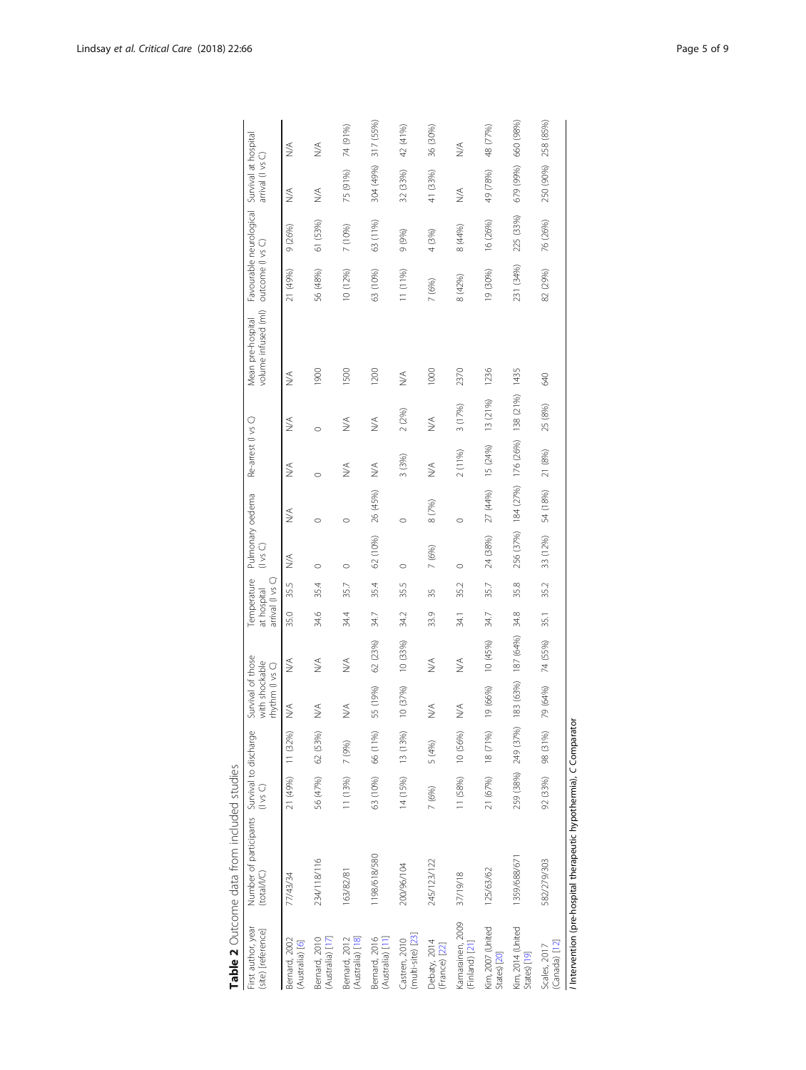**Table 2** Outcome data from included studies

| First author, year (site) [reference] | Number of participants (total/I/C) | Survival to discharge (I vs C) | | Survival of those with shockable rhythm (I vs C) | | Temperature at hospital arrival (I vs C) | | Pulmonary oedema (I vs C) | | Re-arrest (I vs C) | | Mean pre-hospital volume infused (ml) | Favourable neurological outcome (I vs C) | | Survival at hospital arrival (I vs C) | |
|---|---|---|---|---|---|---|---|---|---|---|---|---|---|---|---|---|
| Bernard, 2002 (Australia) [6] | 77/43/34 | 21 (49%) | 11 (32%) | N/A | N/A | 35.0 | 35.5 | N/A | N/A | N/A | N/A | N/A | 21 (49%) | 9 (26%) | N/A | N/A |
| Bernard, 2010 (Australia) [17] | 234/118/116 | 56 (47%) | 62 (53%) | N/A | N/A | 34.6 | 35.4 | 0 | 0 | 0 | 0 | 1900 | 56 (48%) | 61 (53%) | N/A | N/A |
| Bernard, 2012 (Australia) [18] | 163/82/81 | 11 (13%) | 7 (9%) | N/A | N/A | 34.4 | 35.7 | 0 | 0 | N/A | N/A | 1500 | 10 (12%) | 7 (10%) | 75 (91%) | 74 (91%) |
| Bernard, 2016 (Australia) [11] | 1198/618/580 | 63 (10%) | 66 (11%) | 55 (19%) | 62 (23%) | 34.7 | 35.4 | 62 (10%) | 26 (45%) | N/A | N/A | 1200 | 63 (10%) | 63 (11%) | 304 (49%) | 317 (55%) |
| Castren, 2010 (multi-site) [23] | 200/96/104 | 14 (15%) | 13 (13%) | 10 (37%) | 10 (33%) | 34.2 | 35.5 | 0 | 0 | 3 (3%) | 2 (2%) | N/A | 11 (11%) | 9 (9%) | 32 (33%) | 42 (41%) |
| Debaty, 2014 (France) [22] | 245/123/122 | 7 (6%) | 5 (4%) | N/A | N/A | 33.9 | 35 | 7 (6%) | 8 (7%) | N/A | N/A | 1000 | 7 (6%) | 4 (3%) | 41 (33%) | 36 (30%) |
| Kamarainen, 2009 (Finland) [21] | 37/19/18 | 11 (58%) | 10 (56%) | N/A | N/A | 34.1 | 35.2 | 0 | 0 | 2 (11%) | 3 (17%) | 2370 | 8 (42%) | 8 (44%) | N/A | N/A |
| Kim, 2007 (United States) [20] | 125/63/62 | 21 (67%) | 18 (71%) | 19 (66%) | 10 (45%) | 34.7 | 35.7 | 24 (38%) | 27 (44%) | 15 (24%) | 13 (21%) | 1236 | 19 (30%) | 16 (26%) | 49 (78%) | 48 (77%) |
| Kim, 2014 (United States) [19] | 1359/688/671 | 259 (38%) | 249 (37%) | 183 (63%) | 187 (64%) | 34.8 | 35.8 | 256 (37%) | 184 (27%) | 176 (26%) | 138 (21%) | 1435 | 231 (34%) | 225 (33%) | 679 (99%) | 660 (98%) |
| Scales, 2017 (Canada) [12] | 582/279/303 | 92 (33%) | 98 (31%) | 79 (64%) | 74 (55%) | 35.1 | 35.2 | 33 (12%) | 54 (18%) | 21 (8%) | 25 (8%) | 640 | 82 (29%) | 76 (26%) | 250 (90%) | 258 (85%) |

*I* Intervention (pre-hospital therapeutic hypothermia), *C* Comparator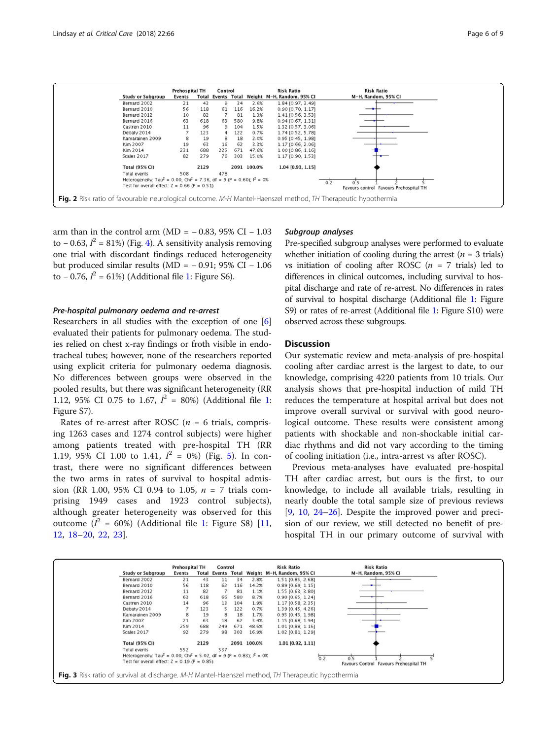| Study or Subgroup | Prehospital TH Events | Prehospital TH Total | Control Events | Control Total | Weight | Risk Ratio M-H, Random, 95% CI |
|---|---|---|---|---|---|---|
| Bernard 2002 | 21 | 43 | 9 | 34 | 2.6% | 1.84 [0.97, 3.49] |
| Bernard 2010 | 56 | 118 | 61 | 116 | 16.2% | 0.90 [0.70, 1.17] |
| Bernard 2012 | 10 | 82 | 7 | 81 | 1.3% | 1.41 [0.56, 3.53] |
| Bernard 2016 | 63 | 618 | 63 | 580 | 9.8% | 0.94 [0.67, 1.31] |
| Castren 2010 | 11 | 96 | 9 | 104 | 1.5% | 1.32 [0.57, 3.06] |
| Debaty 2014 | 7 | 123 | 4 | 122 | 0.7% | 1.74 [0.52, 5.78] |
| Kamarainen 2009 | 8 | 19 | 8 | 18 | 2.0% | 0.95 [0.45, 1.98] |
| Kim 2007 | 19 | 63 | 16 | 62 | 3.3% | 1.17 [0.66, 2.06] |
| Kim 2014 | 231 | 688 | 225 | 671 | 47.6% | 1.00 [0.86, 1.16] |
| Scales 2017 | 82 | 279 | 76 | 303 | 15.0% | 1.17 [0.90, 1.53] |
| **Total (95% CI)** | | **2129** | | **2091** | **100.0%** | **1.04 [0.93, 1.15]** |
| Total events | 508 | | 478 | | | |

Heterogeneity: Tau² = 0.00; Chi² = 7.36, df = 9 (P = 0.60); I² = 0%
Test for overall effect: Z = 0.66 (P = 0.51)

Favours control | Favours Prehospital TH

**Fig. 2** Risk ratio of favourable neurological outcome. *M-H* Mantel-Haenszel method, *TH* Therapeutic hypothermia

arm than in the control arm (MD = − 0.83, 95% CI − 1.03 to − 0.63, $I^2$ = 81%) (Fig. 4). A sensitivity analysis removing one trial with discordant findings reduced heterogeneity but produced similar results (MD = − 0.91; 95% CI − 1.06 to − 0.76, $I^2$ = 61%) (Additional file 1: Figure S6).

### *Pre-hospital pulmonary oedema and re-arrest*

Researchers in all studies with the exception of one [6] evaluated their patients for pulmonary oedema. The studies relied on chest x-ray findings or froth visible in endotracheal tubes; however, none of the researchers reported using explicit criteria for pulmonary oedema diagnosis. No differences between groups were observed in the pooled results, but there was significant heterogeneity (RR 1.12, 95% CI 0.75 to 1.67, $I^2$ = 80%) (Additional file 1: Figure S7).

Rates of re-arrest after ROSC ($n$ = 6 trials, comprising 1263 cases and 1274 control subjects) were higher among patients treated with pre-hospital TH (RR 1.19, 95% CI 1.00 to 1.41, $I^2$ = 0%) (Fig. 5). In contrast, there were no significant differences between the two arms in rates of survival to hospital admission (RR 1.00, 95% CI 0.94 to 1.05, $n$ = 7 trials comprising 1949 cases and 1923 control subjects), although greater heterogeneity was observed for this outcome ($I^2$ = 60%) (Additional file 1: Figure S8) [11, 12, 18–20, 22, 23].

### *Subgroup analyses*

Pre-specified subgroup analyses were performed to evaluate whether initiation of cooling during the arrest ($n$ = 3 trials) vs initiation of cooling after ROSC ($n$ = 7 trials) led to differences in clinical outcomes, including survival to hospital discharge and rate of re-arrest. No differences in rates of survival to hospital discharge (Additional file 1: Figure S9) or rates of re-arrest (Additional file 1: Figure S10) were observed across these subgroups.

## Discussion

Our systematic review and meta-analysis of pre-hospital cooling after cardiac arrest is the largest to date, to our knowledge, comprising 4220 patients from 10 trials. Our analysis shows that pre-hospital induction of mild TH reduces the temperature at hospital arrival but does not improve overall survival or survival with good neurological outcome. These results were consistent among patients with shockable and non-shockable initial cardiac rhythms and did not vary according to the timing of cooling initiation (i.e., intra-arrest vs after ROSC).

Previous meta-analyses have evaluated pre-hospital TH after cardiac arrest, but ours is the first, to our knowledge, to include all available trials, resulting in nearly double the total sample size of previous reviews [9, 10, 24–26]. Despite the improved power and precision of our review, we still detected no benefit of pre-hospital TH in our primary outcome of survival with

| Study or Subgroup | Prehospital TH Events | Prehospital TH Total | Control Events | Control Total | Weight | Risk Ratio M-H, Random, 95% CI |
|---|---|---|---|---|---|---|
| Bernard 2002 | 21 | 43 | 11 | 34 | 2.8% | 1.51 [0.85, 2.68] |
| Bernard 2010 | 56 | 118 | 62 | 116 | 14.2% | 0.89 [0.69, 1.15] |
| Bernard 2012 | 11 | 82 | 7 | 81 | 1.1% | 1.55 [0.63, 3.80] |
| Bernard 2016 | 63 | 618 | 66 | 580 | 8.7% | 0.90 [0.65, 1.24] |
| Castren 2010 | 14 | 96 | 13 | 104 | 1.9% | 1.17 [0.58, 2.35] |
| Debaty 2014 | 7 | 123 | 5 | 122 | 0.7% | 1.39 [0.45, 4.26] |
| Kamarainen 2009 | 8 | 19 | 8 | 18 | 1.7% | 0.95 [0.45, 1.98] |
| Kim 2007 | 21 | 63 | 18 | 62 | 3.4% | 1.15 [0.68, 1.94] |
| Kim 2014 | 259 | 688 | 249 | 671 | 48.6% | 1.01 [0.88, 1.16] |
| Scales 2017 | 92 | 279 | 98 | 303 | 16.9% | 1.02 [0.81, 1.29] |
| **Total (95% CI)** | | **2129** | | **2091** | **100.0%** | **1.01 [0.92, 1.11]** |
| Total events | 552 | | 537 | | | |

Heterogeneity: Tau² = 0.00; Chi² = 5.02, df = 9 (P = 0.83); I² = 0%
Test for overall effect: Z = 0.19 (P = 0.85)

Favours Control | Favours Prehospital TH

**Fig. 3** Risk ratio of survival at discharge. *M-H* Mantel-Haenszel method, *TH* Therapeutic hypothermia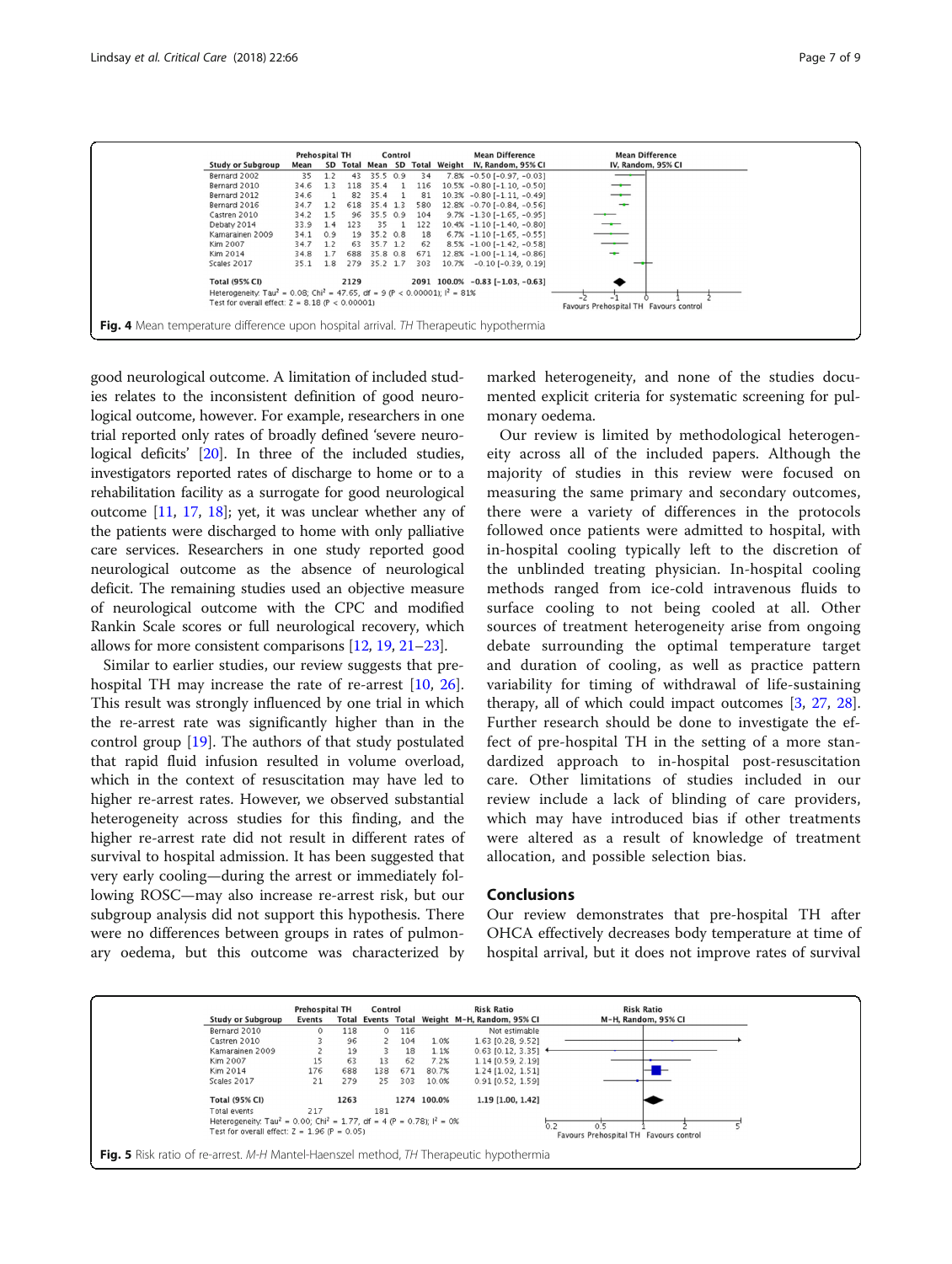| Study or Subgroup | Prehospital TH Mean | SD | Total | Control Mean | SD | Total | Weight | Mean Difference IV, Random, 95% CI |
|---|---|---|---|---|---|---|---|---|
| Bernard 2002 | 35 | 1.2 | 43 | 35.5 | 0.9 | 34 | 7.8% | −0.50 [−0.97, −0.03] |
| Bernard 2010 | 34.6 | 1.3 | 118 | 35.4 | 1 | 116 | 10.5% | −0.80 [−1.10, −0.50] |
| Bernard 2012 | 34.6 | 1 | 82 | 35.4 | 1 | 81 | 10.3% | −0.80 [−1.11, −0.49] |
| Bernard 2016 | 34.7 | 1.2 | 618 | 35.4 | 1.3 | 580 | 12.8% | −0.70 [−0.84, −0.56] |
| Castren 2010 | 34.2 | 1.5 | 96 | 35.5 | 0.9 | 104 | 9.7% | −1.30 [−1.65, −0.95] |
| Debaty 2014 | 33.9 | 1.4 | 123 | 35 | 1 | 122 | 10.4% | −1.10 [−1.40, −0.80] |
| Kamarainen 2009 | 34.1 | 0.9 | 19 | 35.2 | 0.8 | 18 | 6.7% | −1.10 [−1.65, −0.55] |
| Kim 2007 | 34.7 | 1.2 | 63 | 35.7 | 1.2 | 62 | 8.5% | −1.00 [−1.42, −0.58] |
| Kim 2014 | 34.8 | 1.7 | 688 | 35.8 | 0.8 | 671 | 12.8% | −1.00 [−1.14, −0.86] |
| Scales 2017 | 35.1 | 1.8 | 279 | 35.2 | 1.7 | 303 | 10.7% | −0.10 [−0.39, 0.19] |
| **Total (95% CI)** | | | **2129** | | | **2091** | **100.0%** | **−0.83 [−1.03, −0.63]** |

Heterogeneity: $Tau^2 = 0.08$; $Chi^2 = 47.65$, df = 9 ($P < 0.00001$); $I^2 = 81\%$
Test for overall effect: Z = 8.18 ($P < 0.00001$)

Favours Prehospital TH | Favours control

**Fig. 4** Mean temperature difference upon hospital arrival. *TH* Therapeutic hypothermia

good neurological outcome. A limitation of included studies relates to the inconsistent definition of good neurological outcome, however. For example, researchers in one trial reported only rates of broadly defined 'severe neurological deficits' [20]. In three of the included studies, investigators reported rates of discharge to home or to a rehabilitation facility as a surrogate for good neurological outcome [11, 17, 18]; yet, it was unclear whether any of the patients were discharged to home with only palliative care services. Researchers in one study reported good neurological outcome as the absence of neurological deficit. The remaining studies used an objective measure of neurological outcome with the CPC and modified Rankin Scale scores or full neurological recovery, which allows for more consistent comparisons [12, 19, 21–23].

Similar to earlier studies, our review suggests that prehospital TH may increase the rate of re-arrest [10, 26]. This result was strongly influenced by one trial in which the re-arrest rate was significantly higher than in the control group [19]. The authors of that study postulated that rapid fluid infusion resulted in volume overload, which in the context of resuscitation may have led to higher re-arrest rates. However, we observed substantial heterogeneity across studies for this finding, and the higher re-arrest rate did not result in different rates of survival to hospital admission. It has been suggested that very early cooling—during the arrest or immediately following ROSC—may also increase re-arrest risk, but our subgroup analysis did not support this hypothesis. There were no differences between groups in rates of pulmonary oedema, but this outcome was characterized by marked heterogeneity, and none of the studies documented explicit criteria for systematic screening for pulmonary oedema.

Our review is limited by methodological heterogeneity across all of the included papers. Although the majority of studies in this review were focused on measuring the same primary and secondary outcomes, there were a variety of differences in the protocols followed once patients were admitted to hospital, with in-hospital cooling typically left to the discretion of the unblinded treating physician. In-hospital cooling methods ranged from ice-cold intravenous fluids to surface cooling to not being cooled at all. Other sources of treatment heterogeneity arise from ongoing debate surrounding the optimal temperature target and duration of cooling, as well as practice pattern variability for timing of withdrawal of life-sustaining therapy, all of which could impact outcomes [3, 27, 28]. Further research should be done to investigate the effect of pre-hospital TH in the setting of a more standardized approach to in-hospital post-resuscitation care. Other limitations of studies included in our review include a lack of blinding of care providers, which may have introduced bias if other treatments were altered as a result of knowledge of treatment allocation, and possible selection bias.

## Conclusions

Our review demonstrates that pre-hospital TH after OHCA effectively decreases body temperature at time of hospital arrival, but it does not improve rates of survival

| Study or Subgroup | Prehospital TH Events | Total | Control Events | Total | Weight | Risk Ratio M-H, Random, 95% CI |
|---|---|---|---|---|---|---|
| Bernard 2010 | 0 | 118 | 0 | 116 | | Not estimable |
| Castren 2010 | 3 | 96 | 2 | 104 | 1.0% | 1.63 [0.28, 9.52] |
| Kamarainen 2009 | 2 | 19 | 3 | 18 | 1.1% | 0.63 [0.12, 3.35] |
| Kim 2007 | 15 | 63 | 13 | 62 | 7.2% | 1.14 [0.59, 2.19] |
| Kim 2014 | 176 | 688 | 138 | 671 | 80.7% | 1.24 [1.02, 1.51] |
| Scales 2017 | 21 | 279 | 25 | 303 | 10.0% | 0.91 [0.52, 1.59] |
| **Total (95% CI)** | | **1263** | | **1274** | **100.0%** | **1.19 [1.00, 1.42]** |
| Total events | 217 | | 181 | | | |

Heterogeneity: $Tau^2 = 0.00$; $Chi^2 = 1.77$, df = 4 ($P = 0.78$); $I^2 = 0\%$
Test for overall effect: Z = 1.96 ($P = 0.05$)

Favours Prehospital TH | Favours control

**Fig. 5** Risk ratio of re-arrest. *M-H* Mantel-Haenszel method, *TH* Therapeutic hypothermia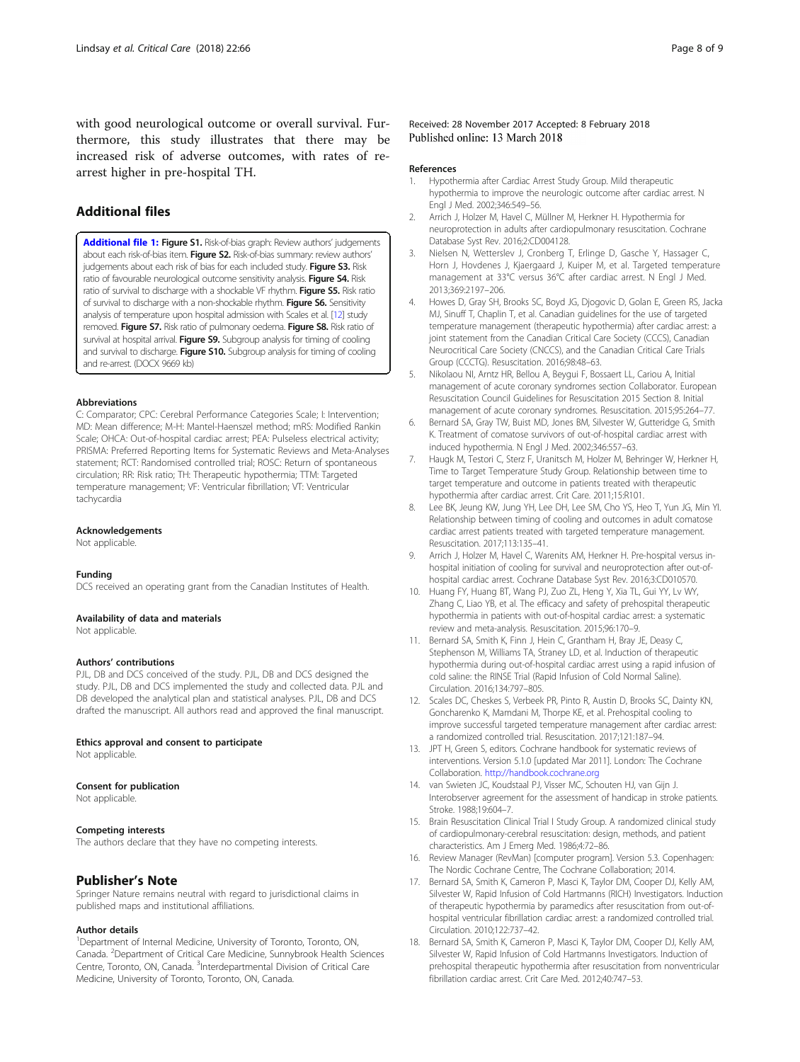with good neurological outcome or overall survival. Furthermore, this study illustrates that there may be increased risk of adverse outcomes, with rates of re-arrest higher in pre-hospital TH.

## Additional files

**Additional file 1: Figure S1.** Risk-of-bias graph: Review authors' judgements about each risk-of-bias item. **Figure S2.** Risk-of-bias summary: review authors' judgements about each risk of bias for each included study. **Figure S3.** Risk ratio of favourable neurological outcome sensitivity analysis. **Figure S4.** Risk ratio of survival to discharge with a shockable VF rhythm. **Figure S5.** Risk ratio of survival to discharge with a non-shockable rhythm. **Figure S6.** Sensitivity analysis of temperature upon hospital admission with Scales et al. [12] study removed. **Figure S7.** Risk ratio of pulmonary oedema. **Figure S8.** Risk ratio of survival at hospital arrival. **Figure S9.** Subgroup analysis for timing of cooling and survival to discharge. **Figure S10.** Subgroup analysis for timing of cooling and re-arrest. (DOCX 9669 kb)

### Abbreviations

C: Comparator; CPC: Cerebral Performance Categories Scale; I: Intervention; MD: Mean difference; M-H: Mantel-Haenszel method; mRS: Modified Rankin Scale; OHCA: Out-of-hospital cardiac arrest; PEA: Pulseless electrical activity; PRISMA: Preferred Reporting Items for Systematic Reviews and Meta-Analyses statement; RCT: Randomised controlled trial; ROSC: Return of spontaneous circulation; RR: Risk ratio; TH: Therapeutic hypothermia; TTM: Targeted temperature management; VF: Ventricular fibrillation; VT: Ventricular tachycardia

### Acknowledgements

Not applicable.

### Funding

DCS received an operating grant from the Canadian Institutes of Health.

### Availability of data and materials

Not applicable.

### Authors' contributions

PJL, DB and DCS conceived of the study. PJL, DB and DCS designed the study. PJL, DB and DCS implemented the study and collected data. PJL and DB developed the analytical plan and statistical analyses. PJL, DB and DCS drafted the manuscript. All authors read and approved the final manuscript.

### Ethics approval and consent to participate

Not applicable.

### Consent for publication

Not applicable.

### Competing interests

The authors declare that they have no competing interests.

## Publisher's Note

Springer Nature remains neutral with regard to jurisdictional claims in published maps and institutional affiliations.

### Author details

[1]Department of Internal Medicine, University of Toronto, Toronto, ON, Canada. [2]Department of Critical Care Medicine, Sunnybrook Health Sciences Centre, Toronto, ON, Canada. [3]Interdepartmental Division of Critical Care Medicine, University of Toronto, Toronto, ON, Canada.

Received: 28 November 2017 Accepted: 8 February 2018
Published online: 13 March 2018

### References

1. Hypothermia after Cardiac Arrest Study Group. Mild therapeutic hypothermia to improve the neurologic outcome after cardiac arrest. N Engl J Med. 2002;346:549–56.
2. Arrich J, Holzer M, Havel C, Müllner M, Herkner H. Hypothermia for neuroprotection in adults after cardiopulmonary resuscitation. Cochrane Database Syst Rev. 2016;2:CD004128.
3. Nielsen N, Wetterslev J, Cronberg T, Erlinge D, Gasche Y, Hassager C, Horn J, Hovdenes J, Kjaergaard J, Kuiper M, et al. Targeted temperature management at 33°C versus 36°C after cardiac arrest. N Engl J Med. 2013;369:2197–206.
4. Howes D, Gray SH, Brooks SC, Boyd JG, Djogovic D, Golan E, Green RS, Jacka MJ, Sinuff T, Chaplin T, et al. Canadian guidelines for the use of targeted temperature management (therapeutic hypothermia) after cardiac arrest: a joint statement from the Canadian Critical Care Society (CCCS), Canadian Neurocritical Care Society (CNCCS), and the Canadian Critical Care Trials Group (CCCTG). Resuscitation. 2016;98:48–63.
5. Nikolaou NI, Arntz HR, Bellou A, Beygui F, Bossaert LL, Cariou A, Initial management of acute coronary syndromes section Collaborator. European Resuscitation Council Guidelines for Resuscitation 2015 Section 8. Initial management of acute coronary syndromes. Resuscitation. 2015;95:264–77.
6. Bernard SA, Gray TW, Buist MD, Jones BM, Silvester W, Gutteridge G, Smith K. Treatment of comatose survivors of out-of-hospital cardiac arrest with induced hypothermia. N Engl J Med. 2002;346:557–63.
7. Haugk M, Testori C, Sterz F, Uranitsch M, Holzer M, Behringer W, Herkner H, Time to Target Temperature Study Group. Relationship between time to target temperature and outcome in patients treated with therapeutic hypothermia after cardiac arrest. Crit Care. 2011;15:R101.
8. Lee BK, Jeung KW, Jung YH, Lee DH, Lee SM, Cho YS, Heo T, Yun JG, Min YI. Relationship between timing of cooling and outcomes in adult comatose cardiac arrest patients treated with targeted temperature management. Resuscitation. 2017;113:135–41.
9. Arrich J, Holzer M, Havel C, Warenits AM, Herkner H. Pre-hospital versus in-hospital initiation of cooling for survival and neuroprotection after out-of-hospital cardiac arrest. Cochrane Database Syst Rev. 2016;3:CD010570.
10. Huang FY, Huang BT, Wang PJ, Zuo ZL, Heng Y, Xia TL, Gui YY, Lv WY, Zhang C, Liao YB, et al. The efficacy and safety of prehospital therapeutic hypothermia in patients with out-of-hospital cardiac arrest: a systematic review and meta-analysis. Resuscitation. 2015;96:170–9.
11. Bernard SA, Smith K, Finn J, Hein C, Grantham H, Bray JE, Deasy C, Stephenson M, Williams TA, Straney LD, et al. Induction of therapeutic hypothermia during out-of-hospital cardiac arrest using a rapid infusion of cold saline: the RINSE Trial (Rapid Infusion of Cold Normal Saline). Circulation. 2016;134:797–805.
12. Scales DC, Cheskes S, Verbeek PR, Pinto R, Austin D, Brooks SC, Dainty KN, Goncharenko K, Mamdani M, Thorpe KE, et al. Prehospital cooling to improve successful targeted temperature management after cardiac arrest: a randomized controlled trial. Resuscitation. 2017;121:187–94.
13. JPT H, Green S, editors. Cochrane handbook for systematic reviews of interventions. Version 5.1.0 [updated Mar 2011]. London: The Cochrane Collaboration. http://handbook.cochrane.org
14. van Swieten JC, Koudstaal PJ, Visser MC, Schouten HJ, van Gijn J. Interobserver agreement for the assessment of handicap in stroke patients. Stroke. 1988;19:604–7.
15. Brain Resuscitation Clinical Trial I Study Group. A randomized clinical study of cardiopulmonary-cerebral resuscitation: design, methods, and patient characteristics. Am J Emerg Med. 1986;4:72–86.
16. Review Manager (RevMan) [computer program]. Version 5.3. Copenhagen: The Nordic Cochrane Centre, The Cochrane Collaboration; 2014.
17. Bernard SA, Smith K, Cameron P, Masci K, Taylor DM, Cooper DJ, Kelly AM, Silvester W, Rapid Infusion of Cold Hartmanns (RICH) Investigators. Induction of therapeutic hypothermia by paramedics after resuscitation from out-of-hospital ventricular fibrillation cardiac arrest: a randomized controlled trial. Circulation. 2010;122:737–42.
18. Bernard SA, Smith K, Cameron P, Masci K, Taylor DM, Cooper DJ, Kelly AM, Silvester W, Rapid Infusion of Cold Hartmanns Investigators. Induction of prehospital therapeutic hypothermia after resuscitation from nonventricular fibrillation cardiac arrest. Crit Care Med. 2012;40:747–53.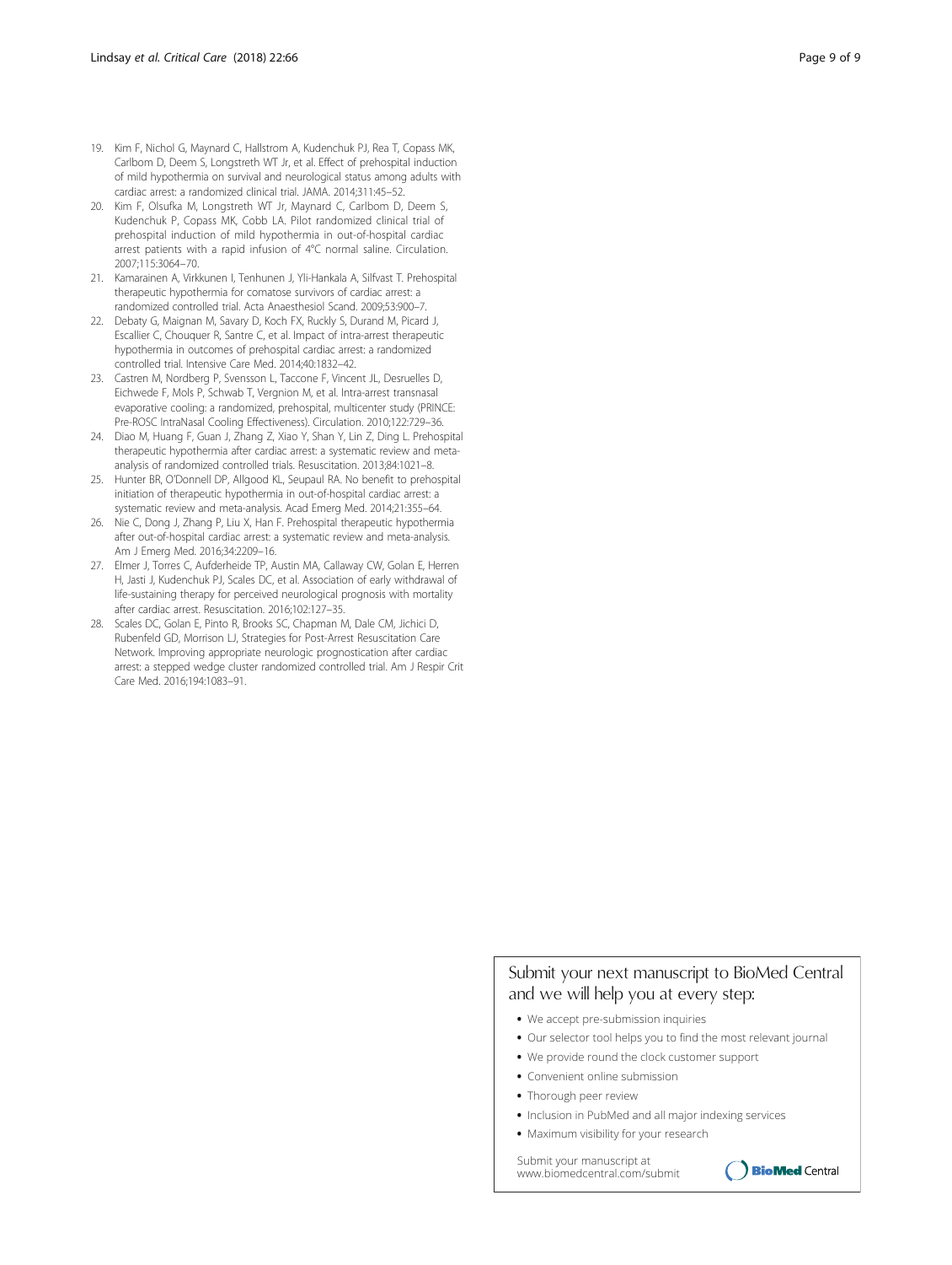19. Kim F, Nichol G, Maynard C, Hallstrom A, Kudenchuk PJ, Rea T, Copass MK, Carlbom D, Deem S, Longstreth WT Jr, et al. Effect of prehospital induction of mild hypothermia on survival and neurological status among adults with cardiac arrest: a randomized clinical trial. JAMA. 2014;311:45–52.
20. Kim F, Olsufka M, Longstreth WT Jr, Maynard C, Carlbom D, Deem S, Kudenchuk P, Copass MK, Cobb LA. Pilot randomized clinical trial of prehospital induction of mild hypothermia in out-of-hospital cardiac arrest patients with a rapid infusion of 4°C normal saline. Circulation. 2007;115:3064–70.
21. Kamarainen A, Virkkunen I, Tenhunen J, Yli-Hankala A, Silfvast T. Prehospital therapeutic hypothermia for comatose survivors of cardiac arrest: a randomized controlled trial. Acta Anaesthesiol Scand. 2009;53:900–7.
22. Debaty G, Maignan M, Savary D, Koch FX, Ruckly S, Durand M, Picard J, Escallier C, Chouquer R, Santre C, et al. Impact of intra-arrest therapeutic hypothermia in outcomes of prehospital cardiac arrest: a randomized controlled trial. Intensive Care Med. 2014;40:1832–42.
23. Castren M, Nordberg P, Svensson L, Taccone F, Vincent JL, Desruelles D, Eichwede F, Mols P, Schwab T, Vergnion M, et al. Intra-arrest transnasal evaporative cooling: a randomized, prehospital, multicenter study (PRINCE: Pre-ROSC IntraNasal Cooling Effectiveness). Circulation. 2010;122:729–36.
24. Diao M, Huang F, Guan J, Zhang Z, Xiao Y, Shan Y, Lin Z, Ding L. Prehospital therapeutic hypothermia after cardiac arrest: a systematic review and meta-analysis of randomized controlled trials. Resuscitation. 2013;84:1021–8.
25. Hunter BR, O'Donnell DP, Allgood KL, Seupaul RA. No benefit to prehospital initiation of therapeutic hypothermia in out-of-hospital cardiac arrest: a systematic review and meta-analysis. Acad Emerg Med. 2014;21:355–64.
26. Nie C, Dong J, Zhang P, Liu X, Han F. Prehospital therapeutic hypothermia after out-of-hospital cardiac arrest: a systematic review and meta-analysis. Am J Emerg Med. 2016;34:2209–16.
27. Elmer J, Torres C, Aufderheide TP, Austin MA, Callaway CW, Golan E, Herren H, Jasti J, Kudenchuk PJ, Scales DC, et al. Association of early withdrawal of life-sustaining therapy for perceived neurological prognosis with mortality after cardiac arrest. Resuscitation. 2016;102:127–35.
28. Scales DC, Golan E, Pinto R, Brooks SC, Chapman M, Dale CM, Jichici D, Rubenfeld GD, Morrison LJ, Strategies for Post-Arrest Resuscitation Care Network. Improving appropriate neurologic prognostication after cardiac arrest: a stepped wedge cluster randomized controlled trial. Am J Respir Crit Care Med. 2016;194:1083–91.

Submit your next manuscript to BioMed Central and we will help you at every step:

- We accept pre-submission inquiries
- Our selector tool helps you to find the most relevant journal
- We provide round the clock customer support
- Convenient online submission
- Thorough peer review
- Inclusion in PubMed and all major indexing services
- Maximum visibility for your research

Submit your manuscript at www.biomedcentral.com/submit

BioMed Central